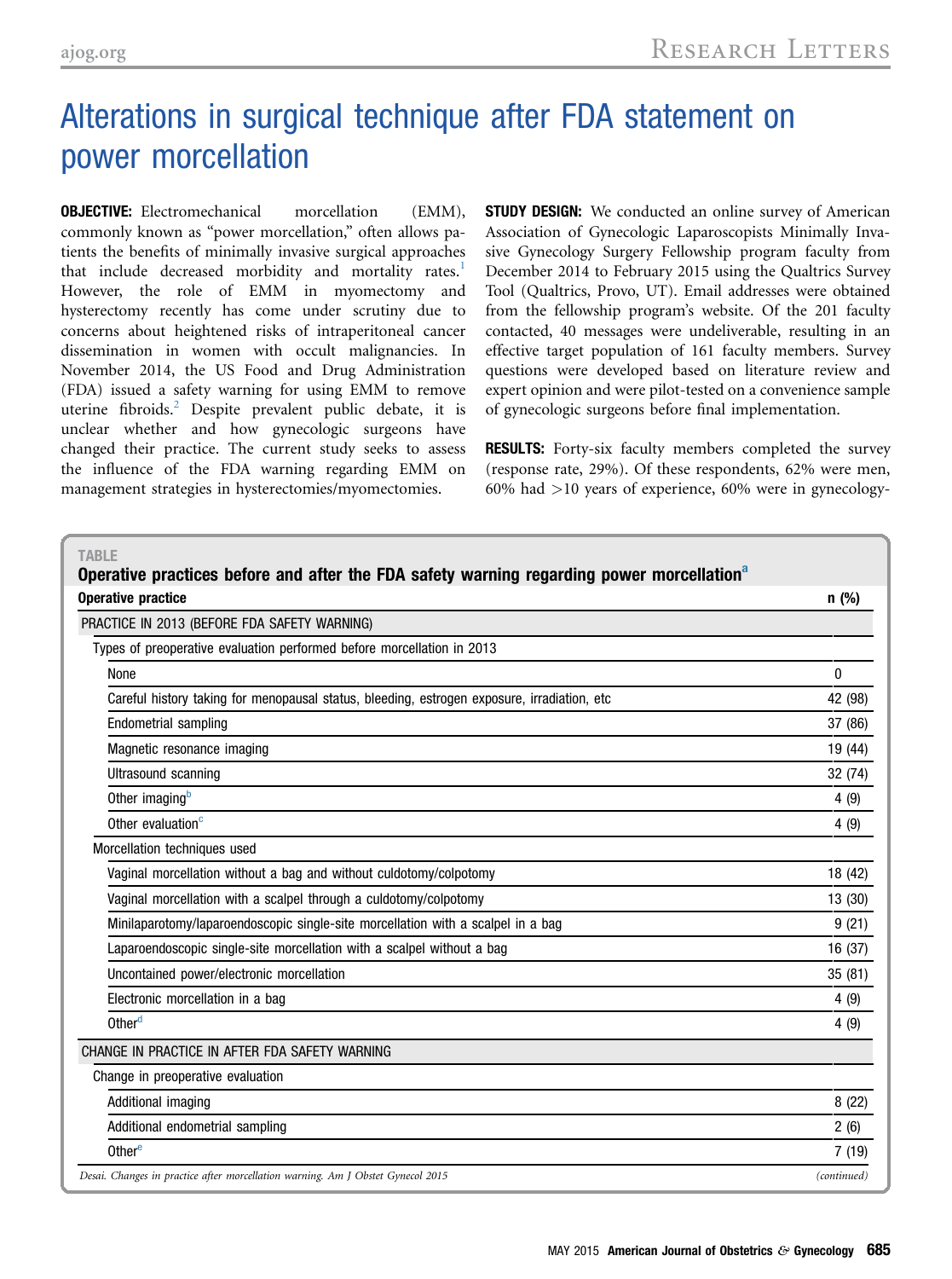# Alterations in surgical technique after FDA statement on power morcellation

**OBJECTIVE:** Electromechanical morcellation (EMM), commonly known as "power morcellation," often allows patients the benefits of minimally invasive surgical approaches that include decreased morbidity and mortality rates.[1] However, the role of EMM in myomectomy and hysterectomy recently has come under scrutiny due to concerns about heightened risks of intraperitoneal cancer dissemination in women with occult malignancies. In November 2014, the US Food and Drug Administration (FDA) issued a safety warning for using EMM to remove uterine fibroids.[2] Despite prevalent public debate, it is unclear whether and how gynecologic surgeons have changed their practice. The current study seeks to assess the influence of the FDA warning regarding EMM on management strategies in hysterectomies/myomectomies.

**STUDY DESIGN:** We conducted an online survey of American Association of Gynecologic Laparoscopists Minimally Invasive Gynecology Surgery Fellowship program faculty from December 2014 to February 2015 using the Qualtrics Survey Tool (Qualtrics, Provo, UT). Email addresses were obtained from the fellowship program's website. Of the 201 faculty contacted, 40 messages were undeliverable, resulting in an effective target population of 161 faculty members. Survey questions were developed based on literature review and expert opinion and were pilot-tested on a convenience sample of gynecologic surgeons before final implementation.

**RESULTS:** Forty-six faculty members completed the survey (response rate, 29%). Of these respondents, 62% were men, 60% had >10 years of experience, 60% were in gynecology-

**TABLE**
**Operative practices before and after the FDA safety warning regarding power morcellation**[a]

| Operative practice | n (%) |
|---|---|
| PRACTICE IN 2013 (BEFORE FDA SAFETY WARNING) | |
| Types of preoperative evaluation performed before morcellation in 2013 | |
| None | 0 |
| Careful history taking for menopausal status, bleeding, estrogen exposure, irradiation, etc | 42 (98) |
| Endometrial sampling | 37 (86) |
| Magnetic resonance imaging | 19 (44) |
| Ultrasound scanning | 32 (74) |
| Other imaging[b] | 4 (9) |
| Other evaluation[c] | 4 (9) |
| Morcellation techniques used | |
| Vaginal morcellation without a bag and without culdotomy/colpotomy | 18 (42) |
| Vaginal morcellation with a scalpel through a culdotomy/colpotomy | 13 (30) |
| Minilaparotomy/laparoendoscopic single-site morcellation with a scalpel in a bag | 9 (21) |
| Laparoendoscopic single-site morcellation with a scalpel without a bag | 16 (37) |
| Uncontained power/electronic morcellation | 35 (81) |
| Electronic morcellation in a bag | 4 (9) |
| Other[d] | 4 (9) |
| CHANGE IN PRACTICE IN AFTER FDA SAFETY WARNING | |
| Change in preoperative evaluation | |
| Additional imaging | 8 (22) |
| Additional endometrial sampling | 2 (6) |
| Other[e] | 7 (19) |

*Desai. Changes in practice after morcellation warning. Am J Obstet Gynecol 2015* (continued)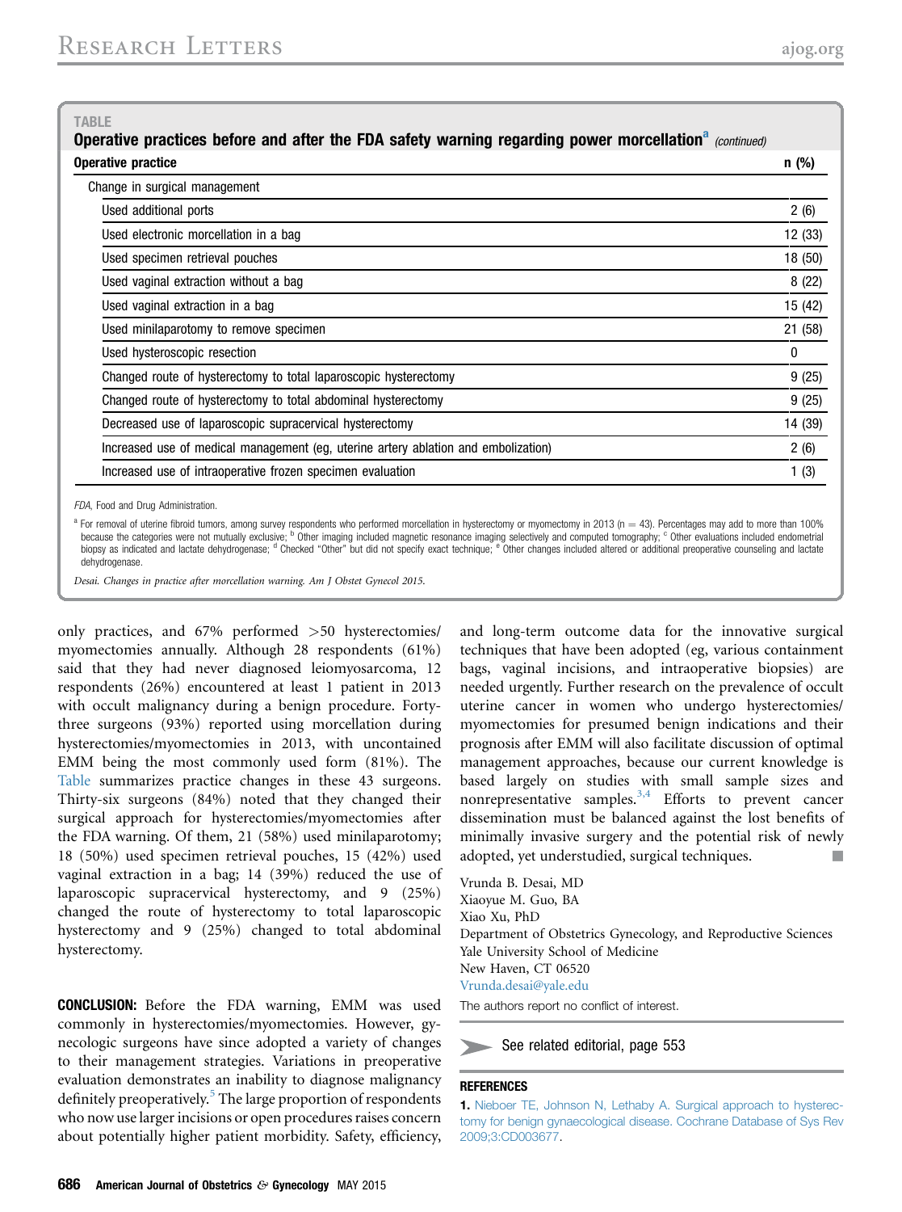**TABLE**

**Operative practices before and after the FDA safety warning regarding power morcellation[a]** *(continued)*

| Operative practice | n (%) |
| --- | --- |
| Change in surgical management | |
| Used additional ports | 2 (6) |
| Used electronic morcellation in a bag | 12 (33) |
| Used specimen retrieval pouches | 18 (50) |
| Used vaginal extraction without a bag | 8 (22) |
| Used vaginal extraction in a bag | 15 (42) |
| Used minilaparotomy to remove specimen | 21 (58) |
| Used hysteroscopic resection | 0 |
| Changed route of hysterectomy to total laparoscopic hysterectomy | 9 (25) |
| Changed route of hysterectomy to total abdominal hysterectomy | 9 (25) |
| Decreased use of laparoscopic supracervical hysterectomy | 14 (39) |
| Increased use of medical management (eg, uterine artery ablation and embolization) | 2 (6) |
| Increased use of intraoperative frozen specimen evaluation | 1 (3) |

*FDA*, Food and Drug Administration.

[a] For removal of uterine fibroid tumors, among survey respondents who performed morcellation in hysterectomy or myomectomy in 2013 (n = 43). Percentages may add to more than 100% because the categories were not mutually exclusive; [b] Other imaging included magnetic resonance imaging selectively and computed tomography; [c] Other evaluations included endometrial biopsy as indicated and lactate dehydrogenase; [d] Checked "Other" but did not specify exact technique; [e] Other changes included altered or additional preoperative counseling and lactate dehydrogenase.

*Desai. Changes in practice after morcellation warning. Am J Obstet Gynecol 2015.*

only practices, and 67% performed >50 hysterectomies/myomectomies annually. Although 28 respondents (61%) said that they had never diagnosed leiomyosarcoma, 12 respondents (26%) encountered at least 1 patient in 2013 with occult malignancy during a benign procedure. Forty-three surgeons (93%) reported using morcellation during hysterectomies/myomectomies in 2013, with uncontained EMM being the most commonly used form (81%). The Table summarizes practice changes in these 43 surgeons. Thirty-six surgeons (84%) noted that they changed their surgical approach for hysterectomies/myomectomies after the FDA warning. Of them, 21 (58%) used minilaparotomy; 18 (50%) used specimen retrieval pouches, 15 (42%) used vaginal extraction in a bag; 14 (39%) reduced the use of laparoscopic supracervical hysterectomy, and 9 (25%) changed the route of hysterectomy to total laparoscopic hysterectomy and 9 (25%) changed to total abdominal hysterectomy.

**CONCLUSION:** Before the FDA warning, EMM was used commonly in hysterectomies/myomectomies. However, gynecologic surgeons have since adopted a variety of changes to their management strategies. Variations in preoperative evaluation demonstrates an inability to diagnose malignancy definitely preoperatively.[5] The large proportion of respondents who now use larger incisions or open procedures raises concern about potentially higher patient morbidity. Safety, efficiency, and long-term outcome data for the innovative surgical techniques that have been adopted (eg, various containment bags, vaginal incisions, and intraoperative biopsies) are needed urgently. Further research on the prevalence of occult uterine cancer in women who undergo hysterectomies/myomectomies for presumed benign indications and their prognosis after EMM will also facilitate discussion of optimal management approaches, because our current knowledge is based largely on studies with small sample sizes and nonrepresentative samples.[3,4] Efforts to prevent cancer dissemination must be balanced against the lost benefits of minimally invasive surgery and the potential risk of newly adopted, yet understudied, surgical techniques. ■

Vrunda B. Desai, MD
Xiaoyue M. Guo, BA
Xiao Xu, PhD
Department of Obstetrics Gynecology, and Reproductive Sciences
Yale University School of Medicine
New Haven, CT 06520
Vrunda.desai@yale.edu

The authors report no conflict of interest.

See related editorial, page 553

## REFERENCES

1. Nieboer TE, Johnson N, Lethaby A. Surgical approach to hysterectomy for benign gynaecological disease. Cochrane Database of Sys Rev 2009;3:CD003677.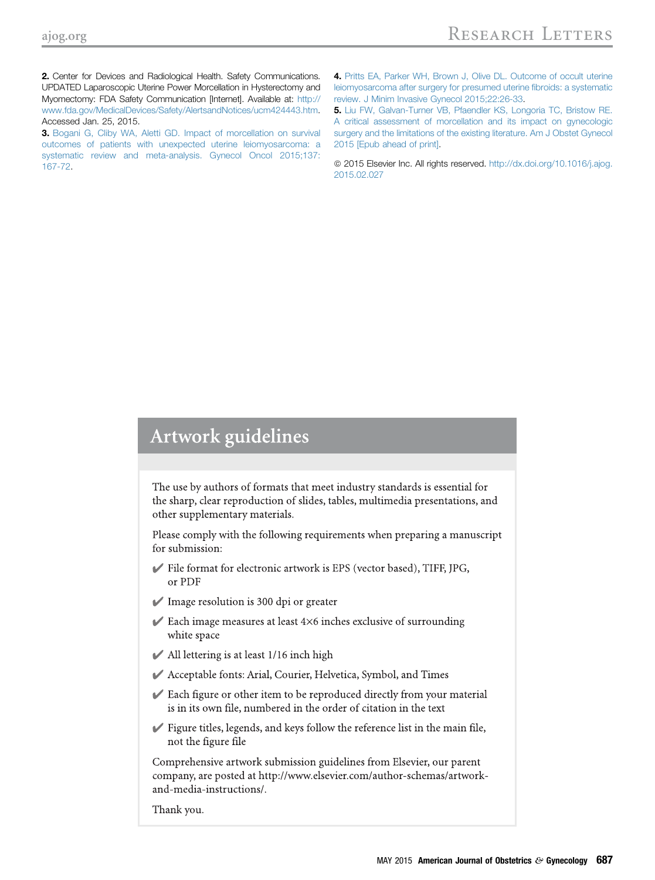2. Center for Devices and Radiological Health. Safety Communications. UPDATED Laparoscopic Uterine Power Morcellation in Hysterectomy and Myomectomy: FDA Safety Communication [Internet]. Available at: http://www.fda.gov/MedicalDevices/Safety/AlertsandNotices/ucm424443.htm. Accessed Jan. 25, 2015.

3. Bogani G, Cliby WA, Aletti GD. Impact of morcellation on survival outcomes of patients with unexpected uterine leiomyosarcoma: a systematic review and meta-analysis. Gynecol Oncol 2015;137:167-72.

4. Pritts EA, Parker WH, Brown J, Olive DL. Outcome of occult uterine leiomyosarcoma after surgery for presumed uterine fibroids: a systematic review. J Minim Invasive Gynecol 2015;22:26-33.

5. Liu FW, Galvan-Turner VB, Pfaendler KS, Longoria TC, Bristow RE. A critical assessment of morcellation and its impact on gynecologic surgery and the limitations of the existing literature. Am J Obstet Gynecol 2015 [Epub ahead of print].

© 2015 Elsevier Inc. All rights reserved. http://dx.doi.org/10.1016/j.ajog.2015.02.027

## Artwork guidelines

The use by authors of formats that meet industry standards is essential for the sharp, clear reproduction of slides, tables, multimedia presentations, and other supplementary materials.

Please comply with the following requirements when preparing a manuscript for submission:

- ✔ File format for electronic artwork is EPS (vector based), TIFF, JPG, or PDF
- ✔ Image resolution is 300 dpi or greater
- ✔ Each image measures at least 4×6 inches exclusive of surrounding white space
- ✔ All lettering is at least 1/16 inch high
- ✔ Acceptable fonts: Arial, Courier, Helvetica, Symbol, and Times
- ✔ Each figure or other item to be reproduced directly from your material is in its own file, numbered in the order of citation in the text
- ✔ Figure titles, legends, and keys follow the reference list in the main file, not the figure file

Comprehensive artwork submission guidelines from Elsevier, our parent company, are posted at http://www.elsevier.com/author-schemas/artwork-and-media-instructions/.

Thank you.